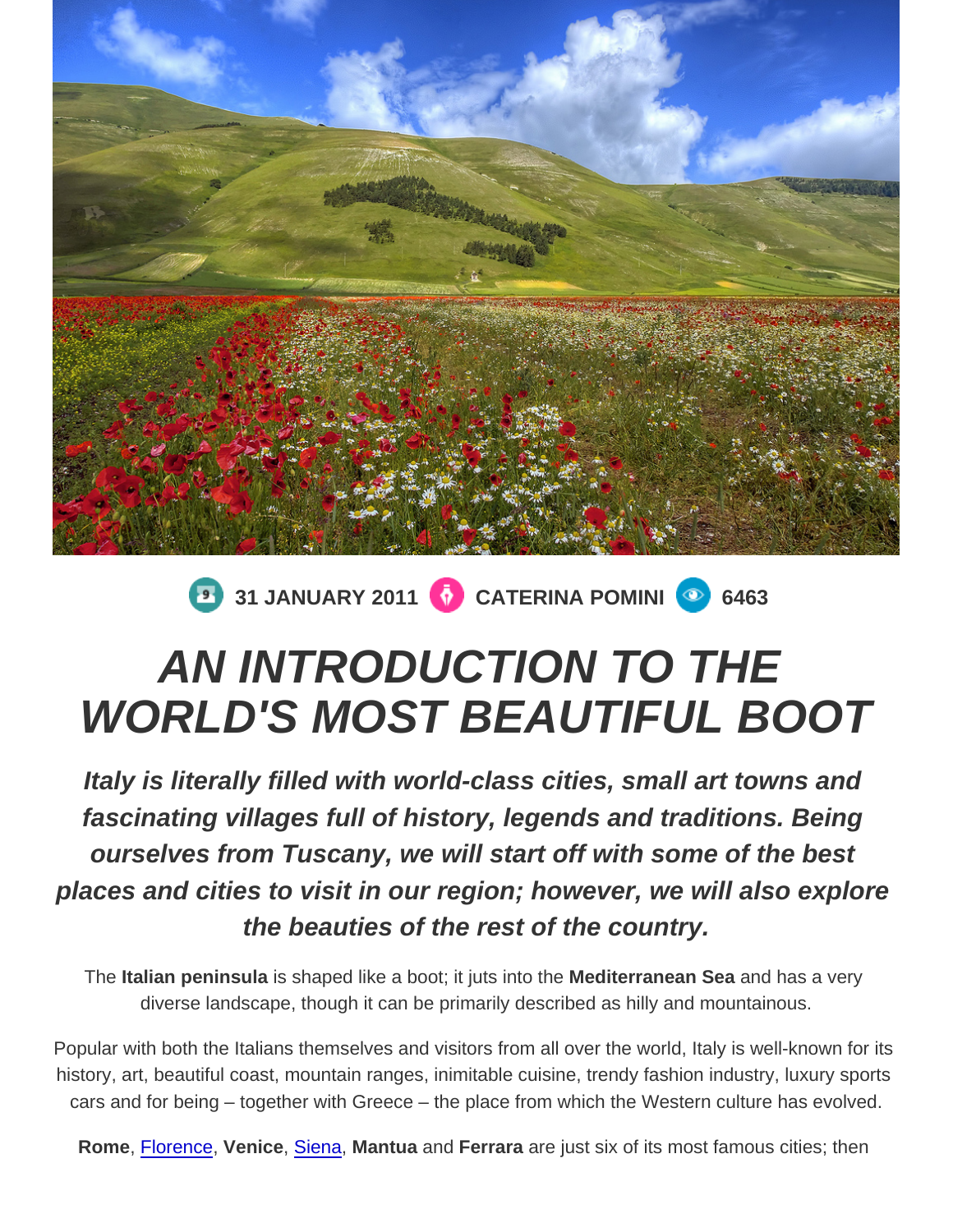31 JANUARY 2011 CATERINA POMINI 6463

# *AN INTRODUCTION TO THE WORLD'S MOST BEAUTIFUL BOOT*

***Italy is literally filled with world-class cities, small art towns and fascinating villages full of history, legends and traditions. Being ourselves from Tuscany, we will start off with some of the best places and cities to visit in our region; however, we will also explore the beauties of the rest of the country.***

The **Italian peninsula** is shaped like a boot; it juts into the **Mediterranean Sea** and has a very diverse landscape, though it can be primarily described as hilly and mountainous.

Popular with both the Italians themselves and visitors from all over the world, Italy is well-known for its history, art, beautiful coast, mountain ranges, inimitable cuisine, trendy fashion industry, luxury sports cars and for being – together with Greece – the place from which the Western culture has evolved.

**Rome**, Florence, **Venice**, Siena, **Mantua** and **Ferrara** are just six of its most famous cities; then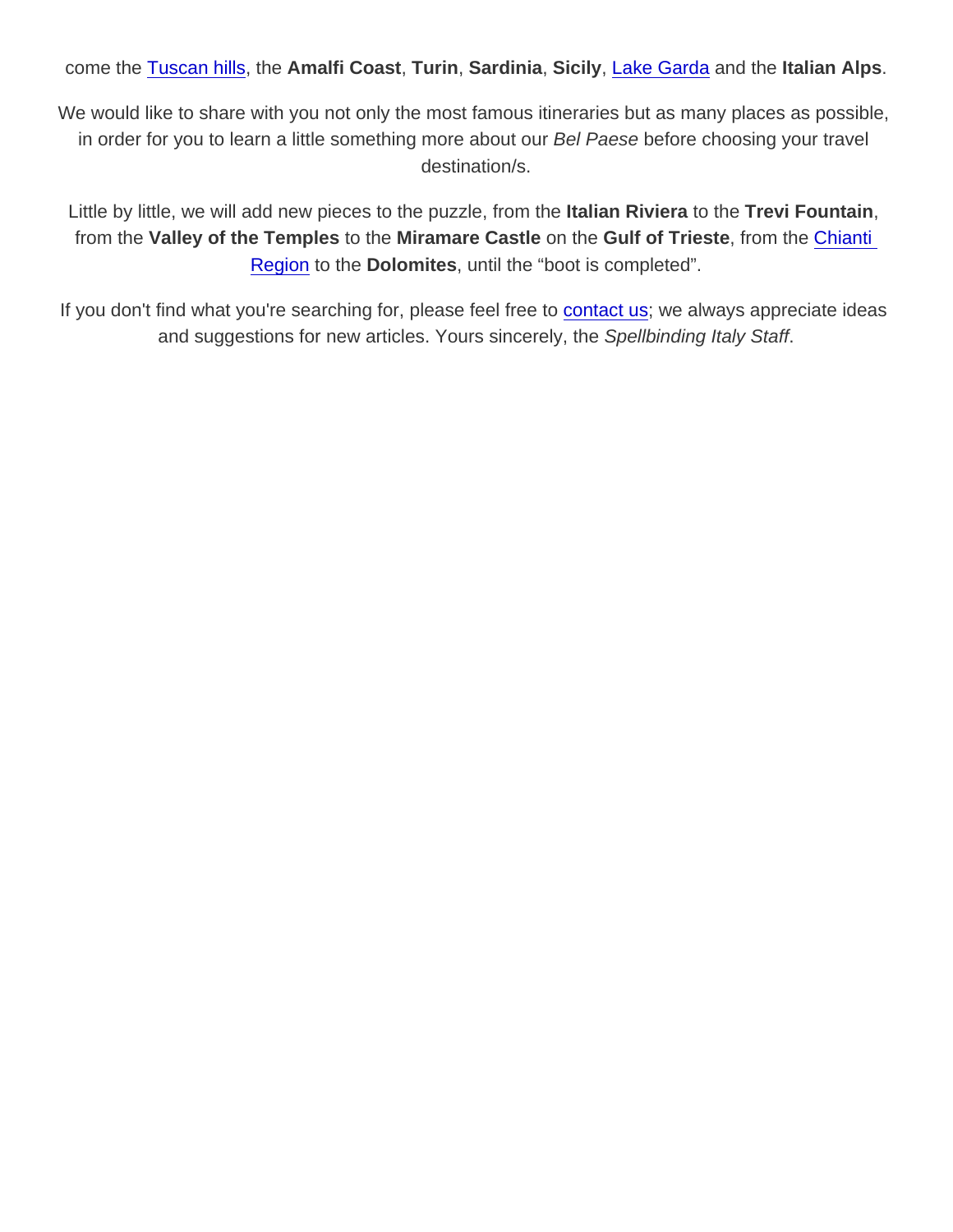come the Tuscan hills, the **Amalfi Coast**, **Turin**, **Sardinia**, **Sicily**, Lake Garda and the **Italian Alps**.

We would like to share with you not only the most famous itineraries but as many places as possible, in order for you to learn a little something more about our *Bel Paese* before choosing your travel destination/s.

Little by little, we will add new pieces to the puzzle, from the **Italian Riviera** to the **Trevi Fountain**, from the **Valley of the Temples** to the **Miramare Castle** on the **Gulf of Trieste**, from the Chianti Region to the **Dolomites**, until the “boot is completed”.

If you don't find what you're searching for, please feel free to contact us; we always appreciate ideas and suggestions for new articles. Yours sincerely, the *Spellbinding Italy Staff*.